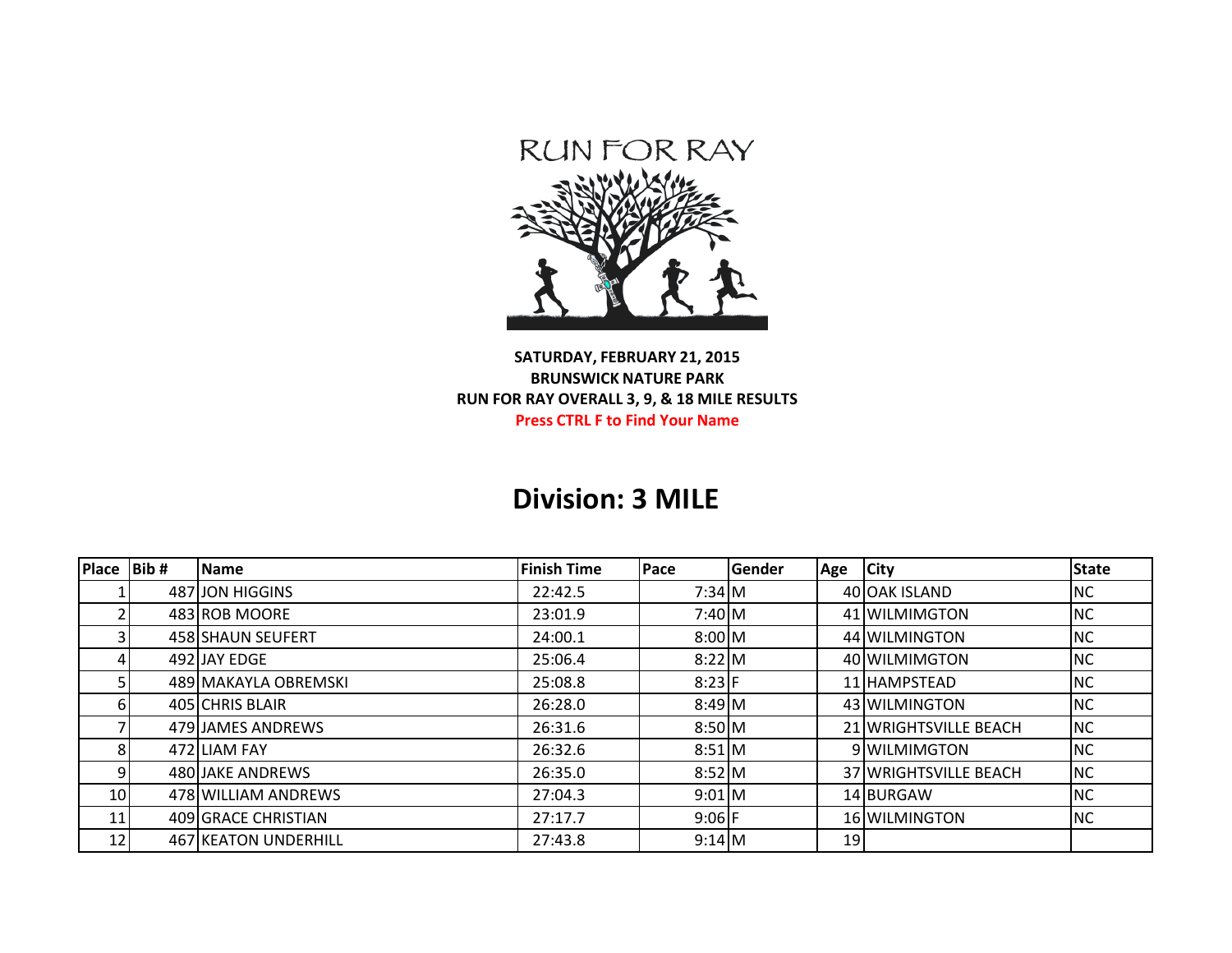RUN FOR RAY

**SATURDAY, FEBRUARY 21, 2015**
**BRUNSWICK NATURE PARK**
**RUN FOR RAY OVERALL 3, 9, & 18 MILE RESULTS**
**Press CTRL F to Find Your Name**

## Division: 3 MILE

| Place | Bib # | Name | Finish Time | Pace | Gender | Age | City | State |
|---|---|---|---|---|---|---|---|---|
| 1 | 487 | JON HIGGINS | 22:42.5 | 7:34 | M | 40 | OAK ISLAND | NC |
| 2 | 483 | ROB MOORE | 23:01.9 | 7:40 | M | 41 | WILMIMGTON | NC |
| 3 | 458 | SHAUN SEUFERT | 24:00.1 | 8:00 | M | 44 | WILMINGTON | NC |
| 4 | 492 | JAY EDGE | 25:06.4 | 8:22 | M | 40 | WILMIMGTON | NC |
| 5 | 489 | MAKAYLA OBREMSKI | 25:08.8 | 8:23 | F | 11 | HAMPSTEAD | NC |
| 6 | 405 | CHRIS BLAIR | 26:28.0 | 8:49 | M | 43 | WILMINGTON | NC |
| 7 | 479 | JAMES ANDREWS | 26:31.6 | 8:50 | M | 21 | WRIGHTSVILLE BEACH | NC |
| 8 | 472 | LIAM FAY | 26:32.6 | 8:51 | M | 9 | WILMIMGTON | NC |
| 9 | 480 | JAKE ANDREWS | 26:35.0 | 8:52 | M | 37 | WRIGHTSVILLE BEACH | NC |
| 10 | 478 | WILLIAM ANDREWS | 27:04.3 | 9:01 | M | 14 | BURGAW | NC |
| 11 | 409 | GRACE CHRISTIAN | 27:17.7 | 9:06 | F | 16 | WILMINGTON | NC |
| 12 | 467 | KEATON UNDERHILL | 27:43.8 | 9:14 | M | 19 | | |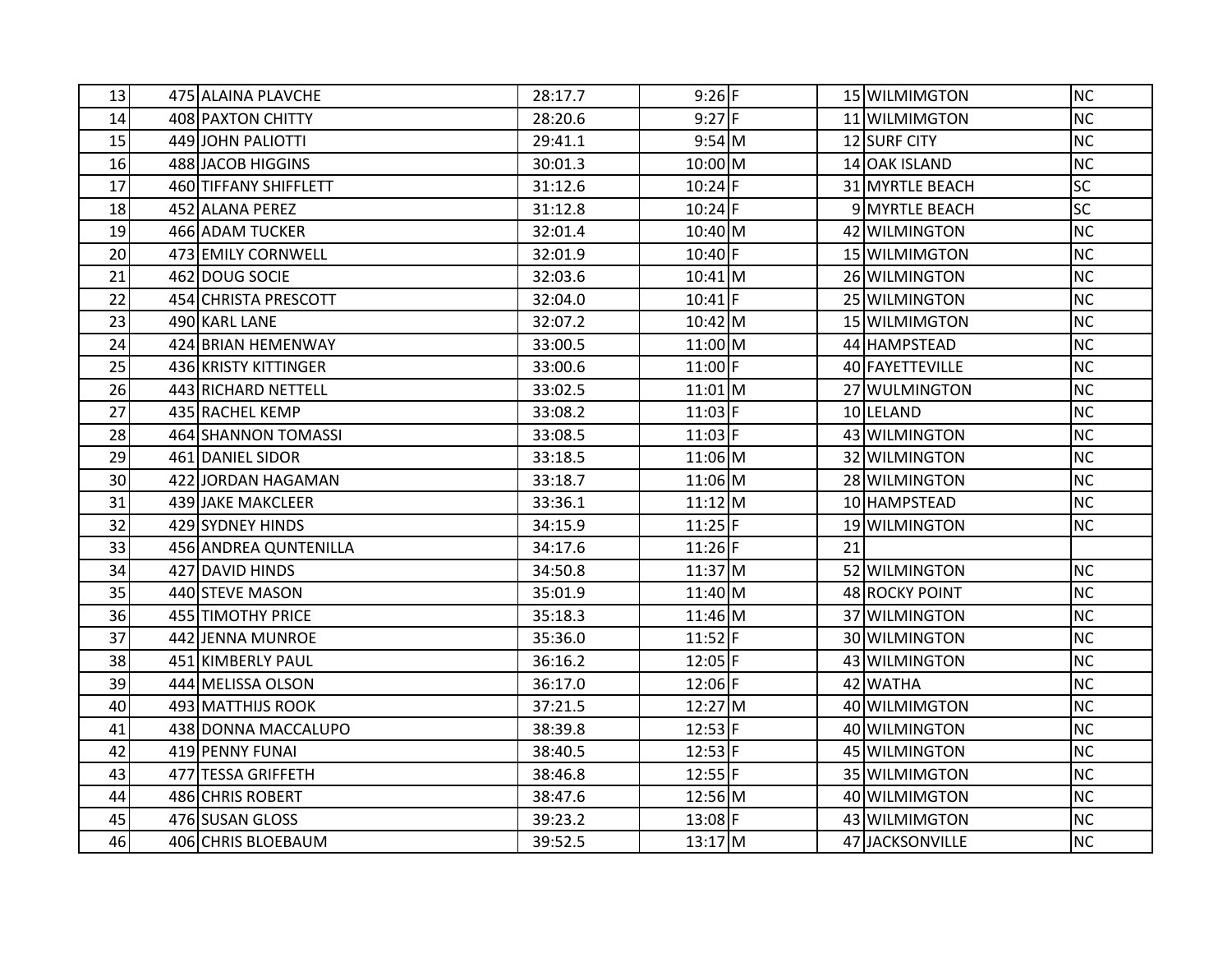| | | | | | | | | |
|---|---|---|---|---|---|---|---|---|
| 13 | 475 | ALAINA PLAVCHE | 28:17.7 | 9:26 | F | 15 | WILMIMGTON | NC |
| 14 | 408 | PAXTON CHITTY | 28:20.6 | 9:27 | F | 11 | WILMIMGTON | NC |
| 15 | 449 | JOHN PALIOTTI | 29:41.1 | 9:54 | M | 12 | SURF CITY | NC |
| 16 | 488 | JACOB HIGGINS | 30:01.3 | 10:00 | M | 14 | OAK ISLAND | NC |
| 17 | 460 | TIFFANY SHIFFLETT | 31:12.6 | 10:24 | F | 31 | MYRTLE BEACH | SC |
| 18 | 452 | ALANA PEREZ | 31:12.8 | 10:24 | F | 9 | MYRTLE BEACH | SC |
| 19 | 466 | ADAM TUCKER | 32:01.4 | 10:40 | M | 42 | WILMINGTON | NC |
| 20 | 473 | EMILY CORNWELL | 32:01.9 | 10:40 | F | 15 | WILMIMGTON | NC |
| 21 | 462 | DOUG SOCIE | 32:03.6 | 10:41 | M | 26 | WILMINGTON | NC |
| 22 | 454 | CHRISTA PRESCOTT | 32:04.0 | 10:41 | F | 25 | WILMINGTON | NC |
| 23 | 490 | KARL LANE | 32:07.2 | 10:42 | M | 15 | WILMIMGTON | NC |
| 24 | 424 | BRIAN HEMENWAY | 33:00.5 | 11:00 | M | 44 | HAMPSTEAD | NC |
| 25 | 436 | KRISTY KITTINGER | 33:00.6 | 11:00 | F | 40 | FAYETTEVILLE | NC |
| 26 | 443 | RICHARD NETTELL | 33:02.5 | 11:01 | M | 27 | WULMINGTON | NC |
| 27 | 435 | RACHEL KEMP | 33:08.2 | 11:03 | F | 10 | LELAND | NC |
| 28 | 464 | SHANNON TOMASSI | 33:08.5 | 11:03 | F | 43 | WILMINGTON | NC |
| 29 | 461 | DANIEL SIDOR | 33:18.5 | 11:06 | M | 32 | WILMINGTON | NC |
| 30 | 422 | JORDAN HAGAMAN | 33:18.7 | 11:06 | M | 28 | WILMINGTON | NC |
| 31 | 439 | JAKE MAKCLEER | 33:36.1 | 11:12 | M | 10 | HAMPSTEAD | NC |
| 32 | 429 | SYDNEY HINDS | 34:15.9 | 11:25 | F | 19 | WILMINGTON | NC |
| 33 | 456 | ANDREA QUNTENILLA | 34:17.6 | 11:26 | F | 21 | | |
| 34 | 427 | DAVID HINDS | 34:50.8 | 11:37 | M | 52 | WILMINGTON | NC |
| 35 | 440 | STEVE MASON | 35:01.9 | 11:40 | M | 48 | ROCKY POINT | NC |
| 36 | 455 | TIMOTHY PRICE | 35:18.3 | 11:46 | M | 37 | WILMINGTON | NC |
| 37 | 442 | JENNA MUNROE | 35:36.0 | 11:52 | F | 30 | WILMINGTON | NC |
| 38 | 451 | KIMBERLY PAUL | 36:16.2 | 12:05 | F | 43 | WILMINGTON | NC |
| 39 | 444 | MELISSA OLSON | 36:17.0 | 12:06 | F | 42 | WATHA | NC |
| 40 | 493 | MATTHIJS ROOK | 37:21.5 | 12:27 | M | 40 | WILMIMGTON | NC |
| 41 | 438 | DONNA MACCALUPO | 38:39.8 | 12:53 | F | 40 | WILMINGTON | NC |
| 42 | 419 | PENNY FUNAI | 38:40.5 | 12:53 | F | 45 | WILMINGTON | NC |
| 43 | 477 | TESSA GRIFFETH | 38:46.8 | 12:55 | F | 35 | WILMIMGTON | NC |
| 44 | 486 | CHRIS ROBERT | 38:47.6 | 12:56 | M | 40 | WILMIMGTON | NC |
| 45 | 476 | SUSAN GLOSS | 39:23.2 | 13:08 | F | 43 | WILMIMGTON | NC |
| 46 | 406 | CHRIS BLOEBAUM | 39:52.5 | 13:17 | M | 47 | JACKSONVILLE | NC |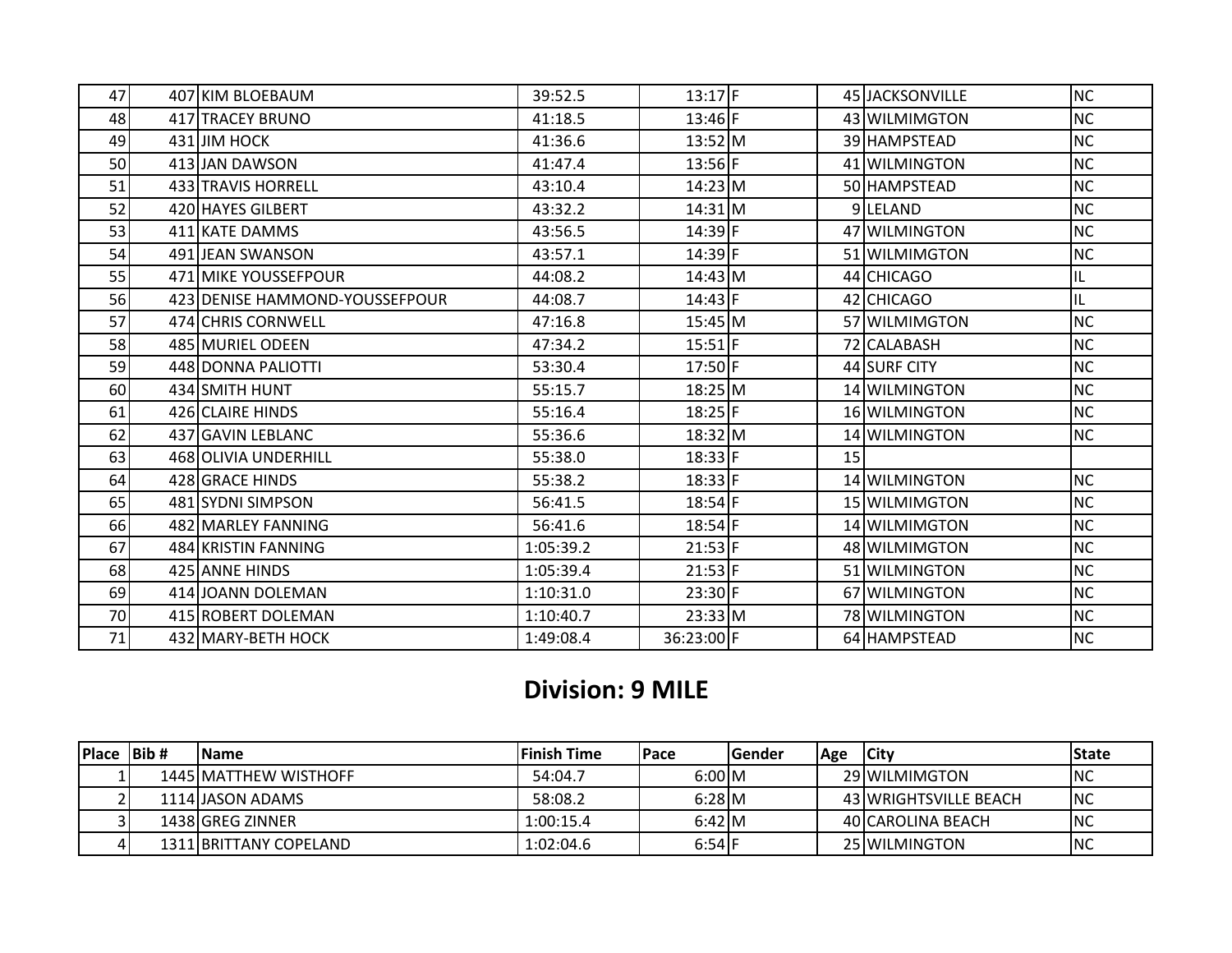| | | | | | | | | |
|---|---|---|---|---|---|---|---|---|
| 47 | 407 | KIM BLOEBAUM | 39:52.5 | 13:17 | F | 45 | JACKSONVILLE | NC |
| 48 | 417 | TRACEY BRUNO | 41:18.5 | 13:46 | F | 43 | WILMIMGTON | NC |
| 49 | 431 | JIM HOCK | 41:36.6 | 13:52 | M | 39 | HAMPSTEAD | NC |
| 50 | 413 | JAN DAWSON | 41:47.4 | 13:56 | F | 41 | WILMINGTON | NC |
| 51 | 433 | TRAVIS HORRELL | 43:10.4 | 14:23 | M | 50 | HAMPSTEAD | NC |
| 52 | 420 | HAYES GILBERT | 43:32.2 | 14:31 | M | 9 | LELAND | NC |
| 53 | 411 | KATE DAMMS | 43:56.5 | 14:39 | F | 47 | WILMINGTON | NC |
| 54 | 491 | JEAN SWANSON | 43:57.1 | 14:39 | F | 51 | WILMIMGTON | NC |
| 55 | 471 | MIKE YOUSSEFPOUR | 44:08.2 | 14:43 | M | 44 | CHICAGO | IL |
| 56 | 423 | DENISE HAMMOND-YOUSSEFPOUR | 44:08.7 | 14:43 | F | 42 | CHICAGO | IL |
| 57 | 474 | CHRIS CORNWELL | 47:16.8 | 15:45 | M | 57 | WILMIMGTON | NC |
| 58 | 485 | MURIEL ODEEN | 47:34.2 | 15:51 | F | 72 | CALABASH | NC |
| 59 | 448 | DONNA PALIOTTI | 53:30.4 | 17:50 | F | 44 | SURF CITY | NC |
| 60 | 434 | SMITH HUNT | 55:15.7 | 18:25 | M | 14 | WILMINGTON | NC |
| 61 | 426 | CLAIRE HINDS | 55:16.4 | 18:25 | F | 16 | WILMINGTON | NC |
| 62 | 437 | GAVIN LEBLANC | 55:36.6 | 18:32 | M | 14 | WILMINGTON | NC |
| 63 | 468 | OLIVIA UNDERHILL | 55:38.0 | 18:33 | F | 15 | | |
| 64 | 428 | GRACE HINDS | 55:38.2 | 18:33 | F | 14 | WILMINGTON | NC |
| 65 | 481 | SYDNI SIMPSON | 56:41.5 | 18:54 | F | 15 | WILMIMGTON | NC |
| 66 | 482 | MARLEY FANNING | 56:41.6 | 18:54 | F | 14 | WILMIMGTON | NC |
| 67 | 484 | KRISTIN FANNING | 1:05:39.2 | 21:53 | F | 48 | WILMIMGTON | NC |
| 68 | 425 | ANNE HINDS | 1:05:39.4 | 21:53 | F | 51 | WILMINGTON | NC |
| 69 | 414 | JOANN DOLEMAN | 1:10:31.0 | 23:30 | F | 67 | WILMINGTON | NC |
| 70 | 415 | ROBERT DOLEMAN | 1:10:40.7 | 23:33 | M | 78 | WILMINGTON | NC |
| 71 | 432 | MARY-BETH HOCK | 1:49:08.4 | 36:23:00 | F | 64 | HAMPSTEAD | NC |

## Division: 9 MILE

| Place | Bib # | Name | Finish Time | Pace | Gender | Age | City | State |
|---|---|---|---|---|---|---|---|---|
| 1 | 1445 | MATTHEW WISTHOFF | 54:04.7 | 6:00 | M | 29 | WILMIMGTON | NC |
| 2 | 1114 | JASON ADAMS | 58:08.2 | 6:28 | M | 43 | WRIGHTSVILLE BEACH | NC |
| 3 | 1438 | GREG ZINNER | 1:00:15.4 | 6:42 | M | 40 | CAROLINA BEACH | NC |
| 4 | 1311 | BRITTANY COPELAND | 1:02:04.6 | 6:54 | F | 25 | WILMINGTON | NC |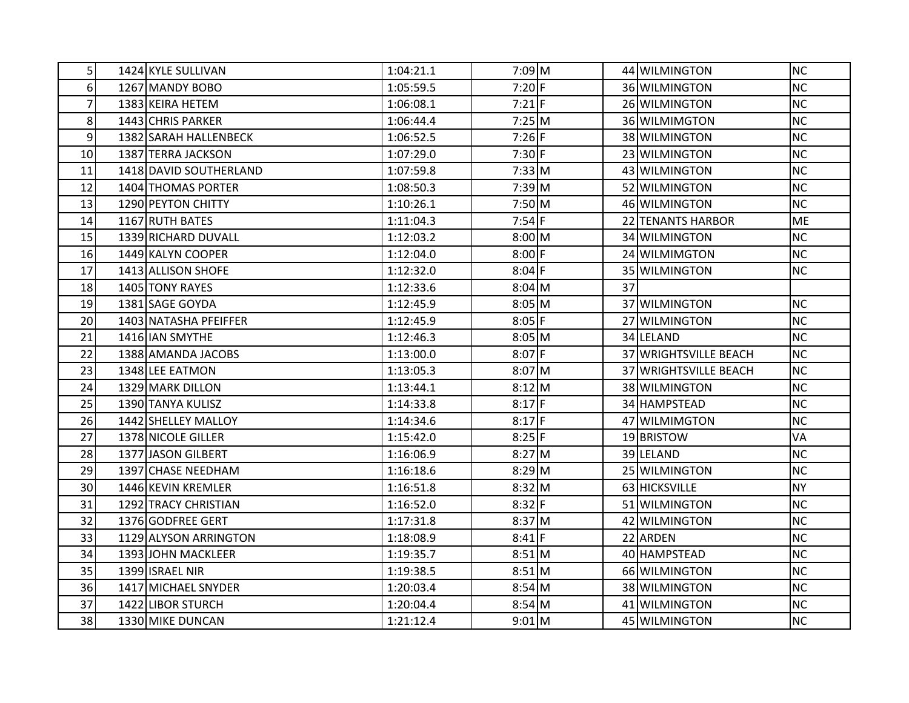| | | | | | | | | |
|---|---|---|---|---|---|---|---|---|
| 5 | 1424 | KYLE SULLIVAN | 1:04:21.1 | 7:09 | M | 44 | WILMINGTON | NC |
| 6 | 1267 | MANDY BOBO | 1:05:59.5 | 7:20 | F | 36 | WILMINGTON | NC |
| 7 | 1383 | KEIRA HETEM | 1:06:08.1 | 7:21 | F | 26 | WILMINGTON | NC |
| 8 | 1443 | CHRIS PARKER | 1:06:44.4 | 7:25 | M | 36 | WILMIMGTON | NC |
| 9 | 1382 | SARAH HALLENBECK | 1:06:52.5 | 7:26 | F | 38 | WILMINGTON | NC |
| 10 | 1387 | TERRA JACKSON | 1:07:29.0 | 7:30 | F | 23 | WILMINGTON | NC |
| 11 | 1418 | DAVID SOUTHERLAND | 1:07:59.8 | 7:33 | M | 43 | WILMINGTON | NC |
| 12 | 1404 | THOMAS PORTER | 1:08:50.3 | 7:39 | M | 52 | WILMINGTON | NC |
| 13 | 1290 | PEYTON CHITTY | 1:10:26.1 | 7:50 | M | 46 | WILMINGTON | NC |
| 14 | 1167 | RUTH BATES | 1:11:04.3 | 7:54 | F | 22 | TENANTS HARBOR | ME |
| 15 | 1339 | RICHARD DUVALL | 1:12:03.2 | 8:00 | M | 34 | WILMINGTON | NC |
| 16 | 1449 | KALYN COOPER | 1:12:04.0 | 8:00 | F | 24 | WILMIMGTON | NC |
| 17 | 1413 | ALLISON SHOFE | 1:12:32.0 | 8:04 | F | 35 | WILMINGTON | NC |
| 18 | 1405 | TONY RAYES | 1:12:33.6 | 8:04 | M | 37 | | |
| 19 | 1381 | SAGE GOYDA | 1:12:45.9 | 8:05 | M | 37 | WILMINGTON | NC |
| 20 | 1403 | NATASHA PFEIFFER | 1:12:45.9 | 8:05 | F | 27 | WILMINGTON | NC |
| 21 | 1416 | IAN SMYTHE | 1:12:46.3 | 8:05 | M | 34 | LELAND | NC |
| 22 | 1388 | AMANDA JACOBS | 1:13:00.0 | 8:07 | F | 37 | WRIGHTSVILLE BEACH | NC |
| 23 | 1348 | LEE EATMON | 1:13:05.3 | 8:07 | M | 37 | WRIGHTSVILLE BEACH | NC |
| 24 | 1329 | MARK DILLON | 1:13:44.1 | 8:12 | M | 38 | WILMINGTON | NC |
| 25 | 1390 | TANYA KULISZ | 1:14:33.8 | 8:17 | F | 34 | HAMPSTEAD | NC |
| 26 | 1442 | SHELLEY MALLOY | 1:14:34.6 | 8:17 | F | 47 | WILMIMGTON | NC |
| 27 | 1378 | NICOLE GILLER | 1:15:42.0 | 8:25 | F | 19 | BRISTOW | VA |
| 28 | 1377 | JASON GILBERT | 1:16:06.9 | 8:27 | M | 39 | LELAND | NC |
| 29 | 1397 | CHASE NEEDHAM | 1:16:18.6 | 8:29 | M | 25 | WILMINGTON | NC |
| 30 | 1446 | KEVIN KREMLER | 1:16:51.8 | 8:32 | M | 63 | HICKSVILLE | NY |
| 31 | 1292 | TRACY CHRISTIAN | 1:16:52.0 | 8:32 | F | 51 | WILMINGTON | NC |
| 32 | 1376 | GODFREE GERT | 1:17:31.8 | 8:37 | M | 42 | WILMINGTON | NC |
| 33 | 1129 | ALYSON ARRINGTON | 1:18:08.9 | 8:41 | F | 22 | ARDEN | NC |
| 34 | 1393 | JOHN MACKLEER | 1:19:35.7 | 8:51 | M | 40 | HAMPSTEAD | NC |
| 35 | 1399 | ISRAEL NIR | 1:19:38.5 | 8:51 | M | 66 | WILMINGTON | NC |
| 36 | 1417 | MICHAEL SNYDER | 1:20:03.4 | 8:54 | M | 38 | WILMINGTON | NC |
| 37 | 1422 | LIBOR STURCH | 1:20:04.4 | 8:54 | M | 41 | WILMINGTON | NC |
| 38 | 1330 | MIKE DUNCAN | 1:21:12.4 | 9:01 | M | 45 | WILMINGTON | NC |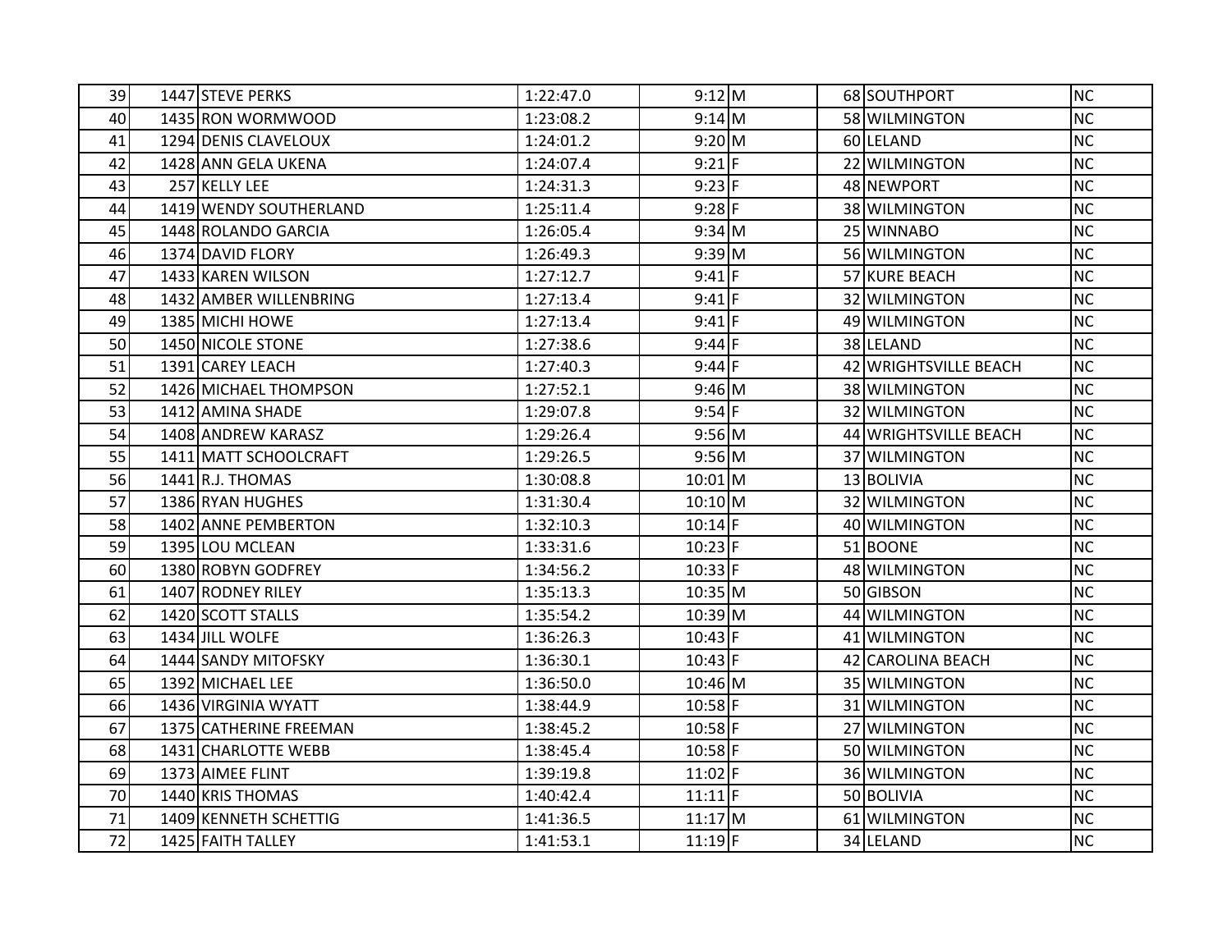| | | | | | | | | |
|---|---|---|---|---|---|---|---|---|
| 39 | 1447 | STEVE PERKS | 1:22:47.0 | 9:12 | M | 68 | SOUTHPORT | NC |
| 40 | 1435 | RON WORMWOOD | 1:23:08.2 | 9:14 | M | 58 | WILMINGTON | NC |
| 41 | 1294 | DENIS CLAVELOUX | 1:24:01.2 | 9:20 | M | 60 | LELAND | NC |
| 42 | 1428 | ANN GELA UKENA | 1:24:07.4 | 9:21 | F | 22 | WILMINGTON | NC |
| 43 | 257 | KELLY LEE | 1:24:31.3 | 9:23 | F | 48 | NEWPORT | NC |
| 44 | 1419 | WENDY SOUTHERLAND | 1:25:11.4 | 9:28 | F | 38 | WILMINGTON | NC |
| 45 | 1448 | ROLANDO GARCIA | 1:26:05.4 | 9:34 | M | 25 | WINNABO | NC |
| 46 | 1374 | DAVID FLORY | 1:26:49.3 | 9:39 | M | 56 | WILMINGTON | NC |
| 47 | 1433 | KAREN WILSON | 1:27:12.7 | 9:41 | F | 57 | KURE BEACH | NC |
| 48 | 1432 | AMBER WILLENBRING | 1:27:13.4 | 9:41 | F | 32 | WILMINGTON | NC |
| 49 | 1385 | MICHI HOWE | 1:27:13.4 | 9:41 | F | 49 | WILMINGTON | NC |
| 50 | 1450 | NICOLE STONE | 1:27:38.6 | 9:44 | F | 38 | LELAND | NC |
| 51 | 1391 | CAREY LEACH | 1:27:40.3 | 9:44 | F | 42 | WRIGHTSVILLE BEACH | NC |
| 52 | 1426 | MICHAEL THOMPSON | 1:27:52.1 | 9:46 | M | 38 | WILMINGTON | NC |
| 53 | 1412 | AMINA SHADE | 1:29:07.8 | 9:54 | F | 32 | WILMINGTON | NC |
| 54 | 1408 | ANDREW KARASZ | 1:29:26.4 | 9:56 | M | 44 | WRIGHTSVILLE BEACH | NC |
| 55 | 1411 | MATT SCHOOLCRAFT | 1:29:26.5 | 9:56 | M | 37 | WILMINGTON | NC |
| 56 | 1441 | R.J. THOMAS | 1:30:08.8 | 10:01 | M | 13 | BOLIVIA | NC |
| 57 | 1386 | RYAN HUGHES | 1:31:30.4 | 10:10 | M | 32 | WILMINGTON | NC |
| 58 | 1402 | ANNE PEMBERTON | 1:32:10.3 | 10:14 | F | 40 | WILMINGTON | NC |
| 59 | 1395 | LOU MCLEAN | 1:33:31.6 | 10:23 | F | 51 | BOONE | NC |
| 60 | 1380 | ROBYN GODFREY | 1:34:56.2 | 10:33 | F | 48 | WILMINGTON | NC |
| 61 | 1407 | RODNEY RILEY | 1:35:13.3 | 10:35 | M | 50 | GIBSON | NC |
| 62 | 1420 | SCOTT STALLS | 1:35:54.2 | 10:39 | M | 44 | WILMINGTON | NC |
| 63 | 1434 | JILL WOLFE | 1:36:26.3 | 10:43 | F | 41 | WILMINGTON | NC |
| 64 | 1444 | SANDY MITOFSKY | 1:36:30.1 | 10:43 | F | 42 | CAROLINA BEACH | NC |
| 65 | 1392 | MICHAEL LEE | 1:36:50.0 | 10:46 | M | 35 | WILMINGTON | NC |
| 66 | 1436 | VIRGINIA WYATT | 1:38:44.9 | 10:58 | F | 31 | WILMINGTON | NC |
| 67 | 1375 | CATHERINE FREEMAN | 1:38:45.2 | 10:58 | F | 27 | WILMINGTON | NC |
| 68 | 1431 | CHARLOTTE WEBB | 1:38:45.4 | 10:58 | F | 50 | WILMINGTON | NC |
| 69 | 1373 | AIMEE FLINT | 1:39:19.8 | 11:02 | F | 36 | WILMINGTON | NC |
| 70 | 1440 | KRIS THOMAS | 1:40:42.4 | 11:11 | F | 50 | BOLIVIA | NC |
| 71 | 1409 | KENNETH SCHETTIG | 1:41:36.5 | 11:17 | M | 61 | WILMINGTON | NC |
| 72 | 1425 | FAITH TALLEY | 1:41:53.1 | 11:19 | F | 34 | LELAND | NC |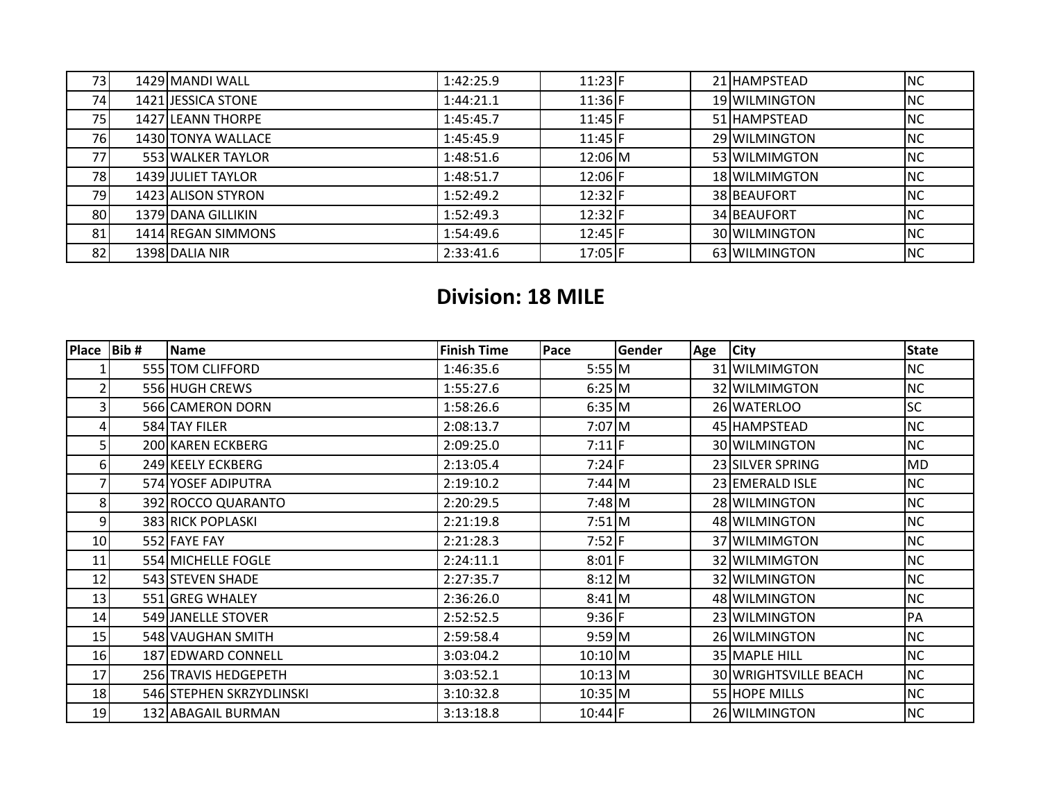| Place | Bib # | Name | Finish Time | Pace | Gender | Age | City | State |
|---|---|---|---|---|---|---|---|---|
| 73 | 1429 | MANDI WALL | 1:42:25.9 | 11:23 | F | 21 | HAMPSTEAD | NC |
| 74 | 1421 | JESSICA STONE | 1:44:21.1 | 11:36 | F | 19 | WILMINGTON | NC |
| 75 | 1427 | LEANN THORPE | 1:45:45.7 | 11:45 | F | 51 | HAMPSTEAD | NC |
| 76 | 1430 | TONYA WALLACE | 1:45:45.9 | 11:45 | F | 29 | WILMINGTON | NC |
| 77 | 553 | WALKER TAYLOR | 1:48:51.6 | 12:06 | M | 53 | WILMIMGTON | NC |
| 78 | 1439 | JULIET TAYLOR | 1:48:51.7 | 12:06 | F | 18 | WILMIMGTON | NC |
| 79 | 1423 | ALISON STYRON | 1:52:49.2 | 12:32 | F | 38 | BEAUFORT | NC |
| 80 | 1379 | DANA GILLIKIN | 1:52:49.3 | 12:32 | F | 34 | BEAUFORT | NC |
| 81 | 1414 | REGAN SIMMONS | 1:54:49.6 | 12:45 | F | 30 | WILMINGTON | NC |
| 82 | 1398 | DALIA NIR | 2:33:41.6 | 17:05 | F | 63 | WILMINGTON | NC |

## Division: 18 MILE

| Place | Bib # | Name | Finish Time | Pace | Gender | Age | City | State |
|---|---|---|---|---|---|---|---|---|
| 1 | 555 | TOM CLIFFORD | 1:46:35.6 | 5:55 | M | 31 | WILMIMGTON | NC |
| 2 | 556 | HUGH CREWS | 1:55:27.6 | 6:25 | M | 32 | WILMIMGTON | NC |
| 3 | 566 | CAMERON DORN | 1:58:26.6 | 6:35 | M | 26 | WATERLOO | SC |
| 4 | 584 | TAY FILER | 2:08:13.7 | 7:07 | M | 45 | HAMPSTEAD | NC |
| 5 | 200 | KAREN ECKBERG | 2:09:25.0 | 7:11 | F | 30 | WILMINGTON | NC |
| 6 | 249 | KEELY ECKBERG | 2:13:05.4 | 7:24 | F | 23 | SILVER SPRING | MD |
| 7 | 574 | YOSEF ADIPUTRA | 2:19:10.2 | 7:44 | M | 23 | EMERALD ISLE | NC |
| 8 | 392 | ROCCO QUARANTO | 2:20:29.5 | 7:48 | M | 28 | WILMINGTON | NC |
| 9 | 383 | RICK POPLASKI | 2:21:19.8 | 7:51 | M | 48 | WILMINGTON | NC |
| 10 | 552 | FAYE FAY | 2:21:28.3 | 7:52 | F | 37 | WILMIMGTON | NC |
| 11 | 554 | MICHELLE FOGLE | 2:24:11.1 | 8:01 | F | 32 | WILMIMGTON | NC |
| 12 | 543 | STEVEN SHADE | 2:27:35.7 | 8:12 | M | 32 | WILMINGTON | NC |
| 13 | 551 | GREG WHALEY | 2:36:26.0 | 8:41 | M | 48 | WILMINGTON | NC |
| 14 | 549 | JANELLE STOVER | 2:52:52.5 | 9:36 | F | 23 | WILMINGTON | PA |
| 15 | 548 | VAUGHAN SMITH | 2:59:58.4 | 9:59 | M | 26 | WILMINGTON | NC |
| 16 | 187 | EDWARD CONNELL | 3:03:04.2 | 10:10 | M | 35 | MAPLE HILL | NC |
| 17 | 256 | TRAVIS HEDGEPETH | 3:03:52.1 | 10:13 | M | 30 | WRIGHTSVILLE BEACH | NC |
| 18 | 546 | STEPHEN SKRZYDLINSKI | 3:10:32.8 | 10:35 | M | 55 | HOPE MILLS | NC |
| 19 | 132 | ABAGAIL BURMAN | 3:13:18.8 | 10:44 | F | 26 | WILMINGTON | NC |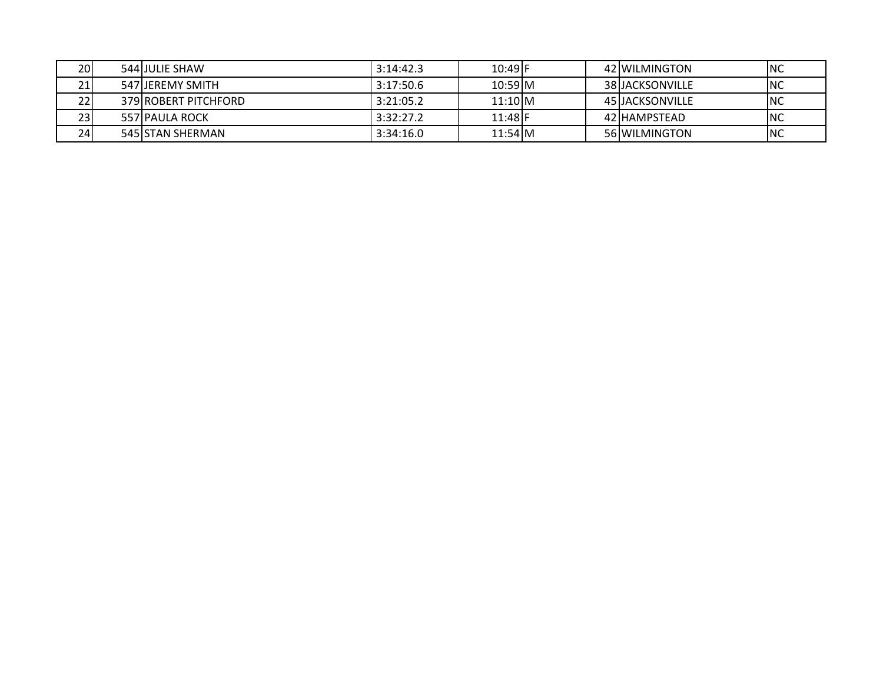| | | | | | | | | |
|---|---|---|---|---|---|---|---|---|
| 20 | 544 | JULIE SHAW | 3:14:42.3 | 10:49 | F | 42 | WILMINGTON | NC |
| 21 | 547 | JEREMY SMITH | 3:17:50.6 | 10:59 | M | 38 | JACKSONVILLE | NC |
| 22 | 379 | ROBERT PITCHFORD | 3:21:05.2 | 11:10 | M | 45 | JACKSONVILLE | NC |
| 23 | 557 | PAULA ROCK | 3:32:27.2 | 11:48 | F | 42 | HAMPSTEAD | NC |
| 24 | 545 | STAN SHERMAN | 3:34:16.0 | 11:54 | M | 56 | WILMINGTON | NC |